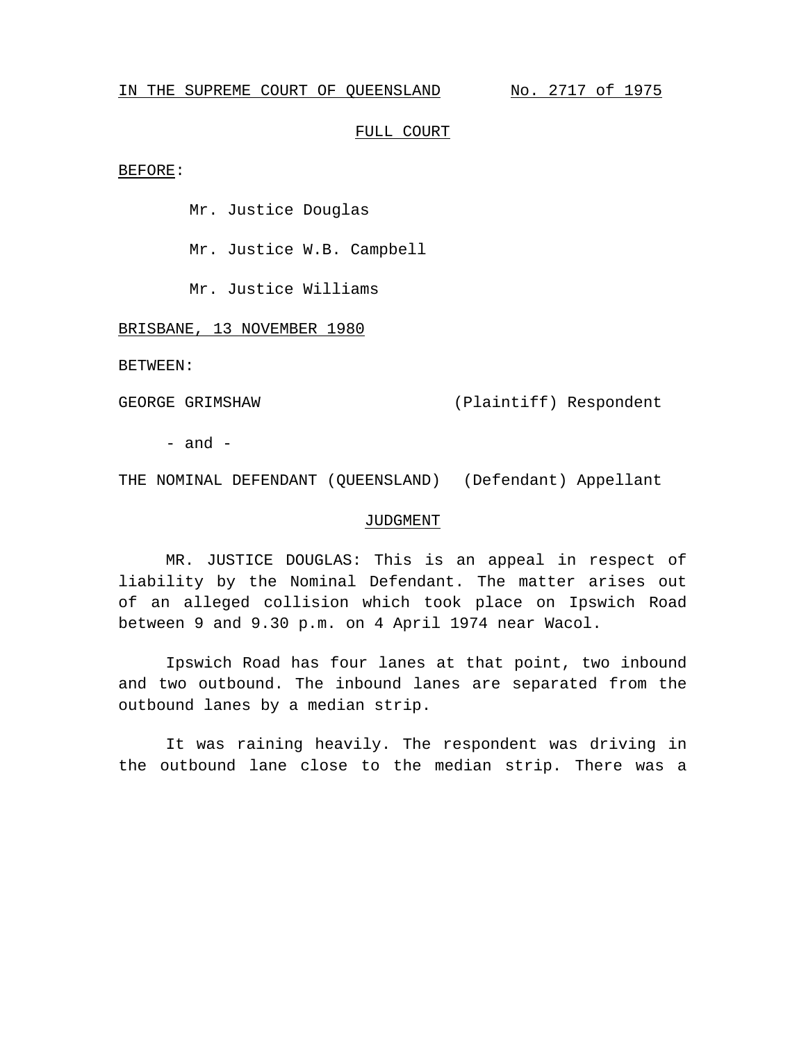IN THE SUPREME COURT OF QUEENSLAND No. 2717 of 1975

FULL COURT

BEFORE:

Mr. Justice Douglas

Mr. Justice W.B. Campbell

Mr. Justice Williams

BRISBANE, 13 NOVEMBER 1980

BETWEEN:

GEORGE GRIMSHAW (Plaintiff) Respondent

- and -

THE NOMINAL DEFENDANT (QUEENSLAND) (Defendant) Appellant

JUDGMENT

MR. JUSTICE DOUGLAS: This is an appeal in respect of liability by the Nominal Defendant. The matter arises out of an alleged collision which took place on Ipswich Road between 9 and 9.30 p.m. on 4 April 1974 near Wacol.

Ipswich Road has four lanes at that point, two inbound and two outbound. The inbound lanes are separated from the outbound lanes by a median strip.

It was raining heavily. The respondent was driving in the outbound lane close to the median strip. There was a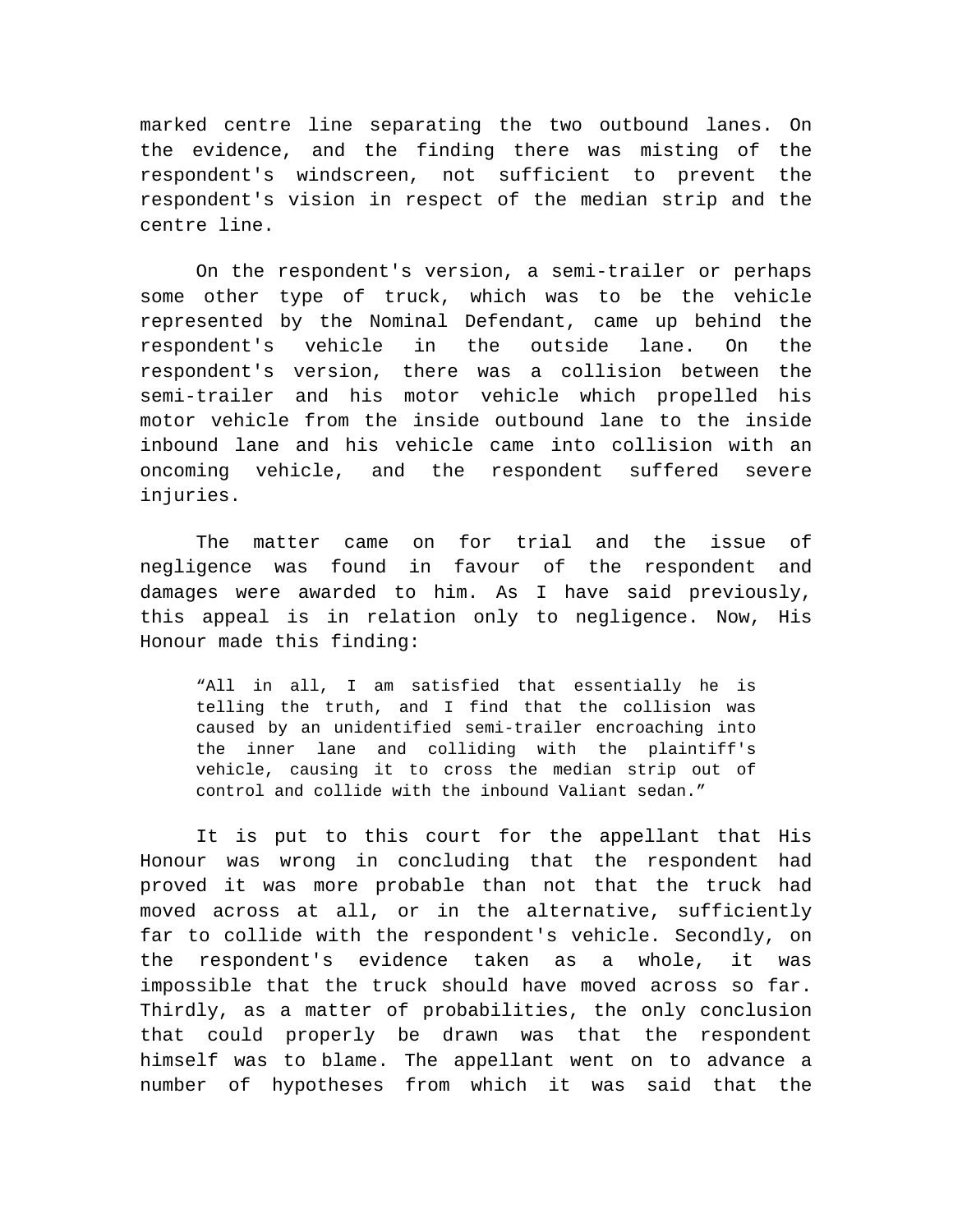marked centre line separating the two outbound lanes. On the evidence, and the finding there was misting of the respondent's windscreen, not sufficient to prevent the respondent's vision in respect of the median strip and the centre line.

On the respondent's version, a semi-trailer or perhaps some other type of truck, which was to be the vehicle represented by the Nominal Defendant, came up behind the respondent's vehicle in the outside lane. On the respondent's version, there was a collision between the semi-trailer and his motor vehicle which propelled his motor vehicle from the inside outbound lane to the inside inbound lane and his vehicle came into collision with an oncoming vehicle, and the respondent suffered severe injuries.

The matter came on for trial and the issue of negligence was found in favour of the respondent and damages were awarded to him. As I have said previously, this appeal is in relation only to negligence. Now, His Honour made this finding:

> "All in all, I am satisfied that essentially he is telling the truth, and I find that the collision was caused by an unidentified semi-trailer encroaching into the inner lane and colliding with the plaintiff's vehicle, causing it to cross the median strip out of control and collide with the inbound Valiant sedan."

It is put to this court for the appellant that His Honour was wrong in concluding that the respondent had proved it was more probable than not that the truck had moved across at all, or in the alternative, sufficiently far to collide with the respondent's vehicle. Secondly, on the respondent's evidence taken as a whole, it was impossible that the truck should have moved across so far. Thirdly, as a matter of probabilities, the only conclusion that could properly be drawn was that the respondent himself was to blame. The appellant went on to advance a number of hypotheses from which it was said that the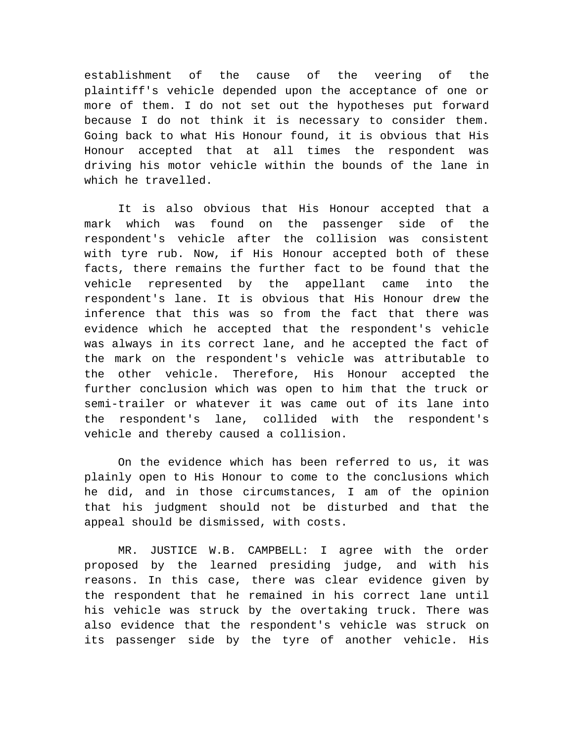establishment of the cause of the veering of the plaintiff's vehicle depended upon the acceptance of one or more of them. I do not set out the hypotheses put forward because I do not think it is necessary to consider them. Going back to what His Honour found, it is obvious that His Honour accepted that at all times the respondent was driving his motor vehicle within the bounds of the lane in which he travelled.

It is also obvious that His Honour accepted that a mark which was found on the passenger side of the respondent's vehicle after the collision was consistent with tyre rub. Now, if His Honour accepted both of these facts, there remains the further fact to be found that the vehicle represented by the appellant came into the respondent's lane. It is obvious that His Honour drew the inference that this was so from the fact that there was evidence which he accepted that the respondent's vehicle was always in its correct lane, and he accepted the fact of the mark on the respondent's vehicle was attributable to the other vehicle. Therefore, His Honour accepted the further conclusion which was open to him that the truck or semi-trailer or whatever it was came out of its lane into the respondent's lane, collided with the respondent's vehicle and thereby caused a collision.

On the evidence which has been referred to us, it was plainly open to His Honour to come to the conclusions which he did, and in those circumstances, I am of the opinion that his judgment should not be disturbed and that the appeal should be dismissed, with costs.

MR. JUSTICE W.B. CAMPBELL: I agree with the order proposed by the learned presiding judge, and with his reasons. In this case, there was clear evidence given by the respondent that he remained in his correct lane until his vehicle was struck by the overtaking truck. There was also evidence that the respondent's vehicle was struck on its passenger side by the tyre of another vehicle. His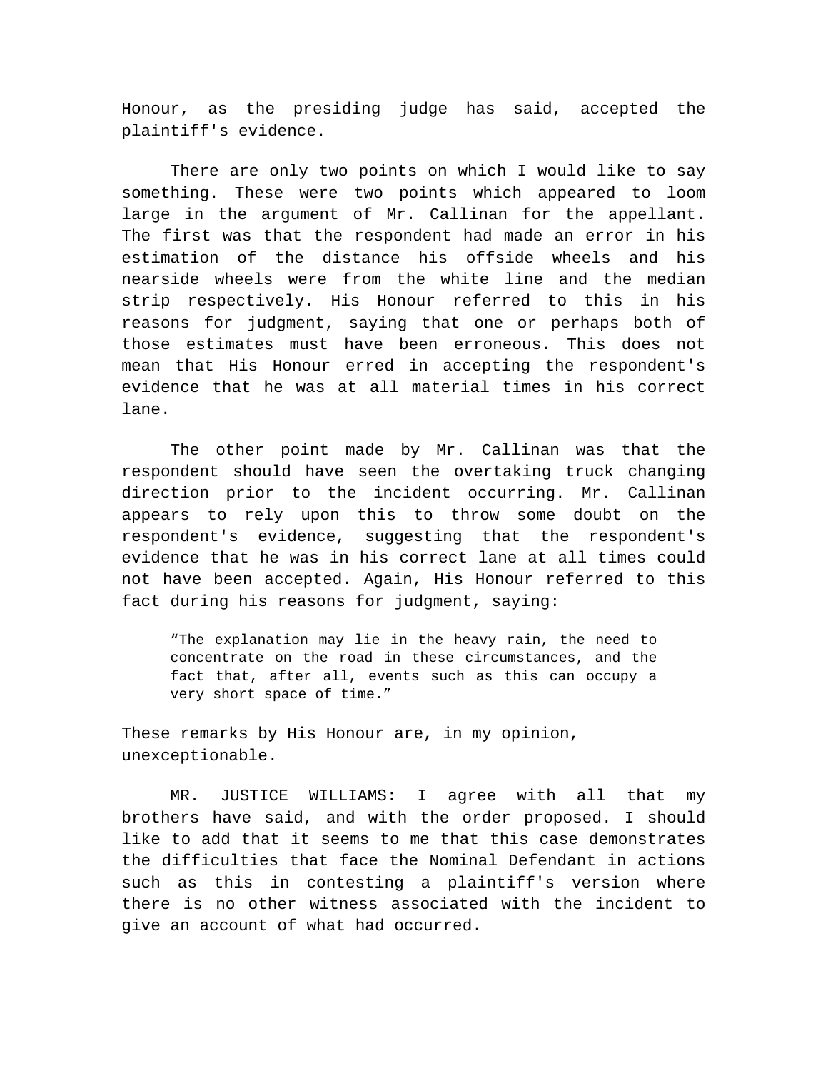Honour, as the presiding judge has said, accepted the plaintiff's evidence.

There are only two points on which I would like to say something. These were two points which appeared to loom large in the argument of Mr. Callinan for the appellant. The first was that the respondent had made an error in his estimation of the distance his offside wheels and his nearside wheels were from the white line and the median strip respectively. His Honour referred to this in his reasons for judgment, saying that one or perhaps both of those estimates must have been erroneous. This does not mean that His Honour erred in accepting the respondent's evidence that he was at all material times in his correct lane.

The other point made by Mr. Callinan was that the respondent should have seen the overtaking truck changing direction prior to the incident occurring. Mr. Callinan appears to rely upon this to throw some doubt on the respondent's evidence, suggesting that the respondent's evidence that he was in his correct lane at all times could not have been accepted. Again, His Honour referred to this fact during his reasons for judgment, saying:

> "The explanation may lie in the heavy rain, the need to concentrate on the road in these circumstances, and the fact that, after all, events such as this can occupy a very short space of time."

These remarks by His Honour are, in my opinion, unexceptionable.

MR. JUSTICE WILLIAMS: I agree with all that my brothers have said, and with the order proposed. I should like to add that it seems to me that this case demonstrates the difficulties that face the Nominal Defendant in actions such as this in contesting a plaintiff's version where there is no other witness associated with the incident to give an account of what had occurred.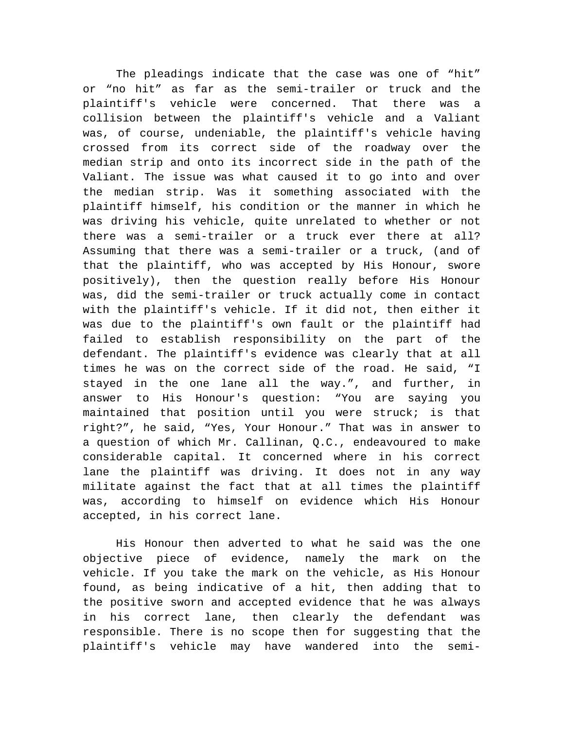The pleadings indicate that the case was one of “hit” or “no hit” as far as the semi-trailer or truck and the plaintiff's vehicle were concerned. That there was a collision between the plaintiff's vehicle and a Valiant was, of course, undeniable, the plaintiff's vehicle having crossed from its correct side of the roadway over the median strip and onto its incorrect side in the path of the Valiant. The issue was what caused it to go into and over the median strip. Was it something associated with the plaintiff himself, his condition or the manner in which he was driving his vehicle, quite unrelated to whether or not there was a semi-trailer or a truck ever there at all? Assuming that there was a semi-trailer or a truck, (and of that the plaintiff, who was accepted by His Honour, swore positively), then the question really before His Honour was, did the semi-trailer or truck actually come in contact with the plaintiff's vehicle. If it did not, then either it was due to the plaintiff's own fault or the plaintiff had failed to establish responsibility on the part of the defendant. The plaintiff's evidence was clearly that at all times he was on the correct side of the road. He said, “I stayed in the one lane all the way.”, and further, in answer to His Honour's question: “You are saying you maintained that position until you were struck; is that right?”, he said, “Yes, Your Honour.” That was in answer to a question of which Mr. Callinan, Q.C., endeavoured to make considerable capital. It concerned where in his correct lane the plaintiff was driving. It does not in any way militate against the fact that at all times the plaintiff was, according to himself on evidence which His Honour accepted, in his correct lane.

His Honour then adverted to what he said was the one objective piece of evidence, namely the mark on the vehicle. If you take the mark on the vehicle, as His Honour found, as being indicative of a hit, then adding that to the positive sworn and accepted evidence that he was always in his correct lane, then clearly the defendant was responsible. There is no scope then for suggesting that the plaintiff's vehicle may have wandered into the semi-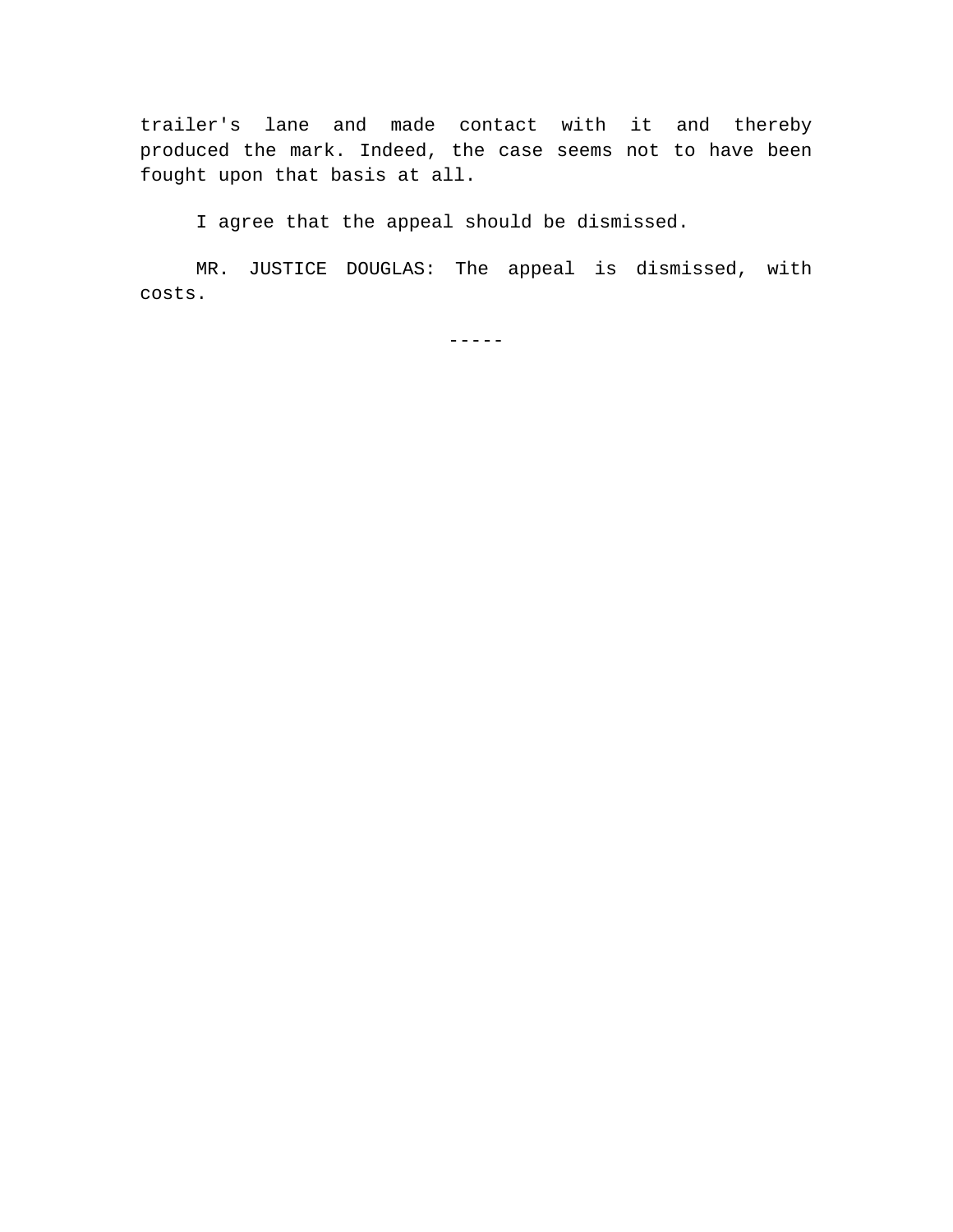trailer's lane and made contact with it and thereby produced the mark. Indeed, the case seems not to have been fought upon that basis at all.

I agree that the appeal should be dismissed.

MR. JUSTICE DOUGLAS: The appeal is dismissed, with costs.

-----